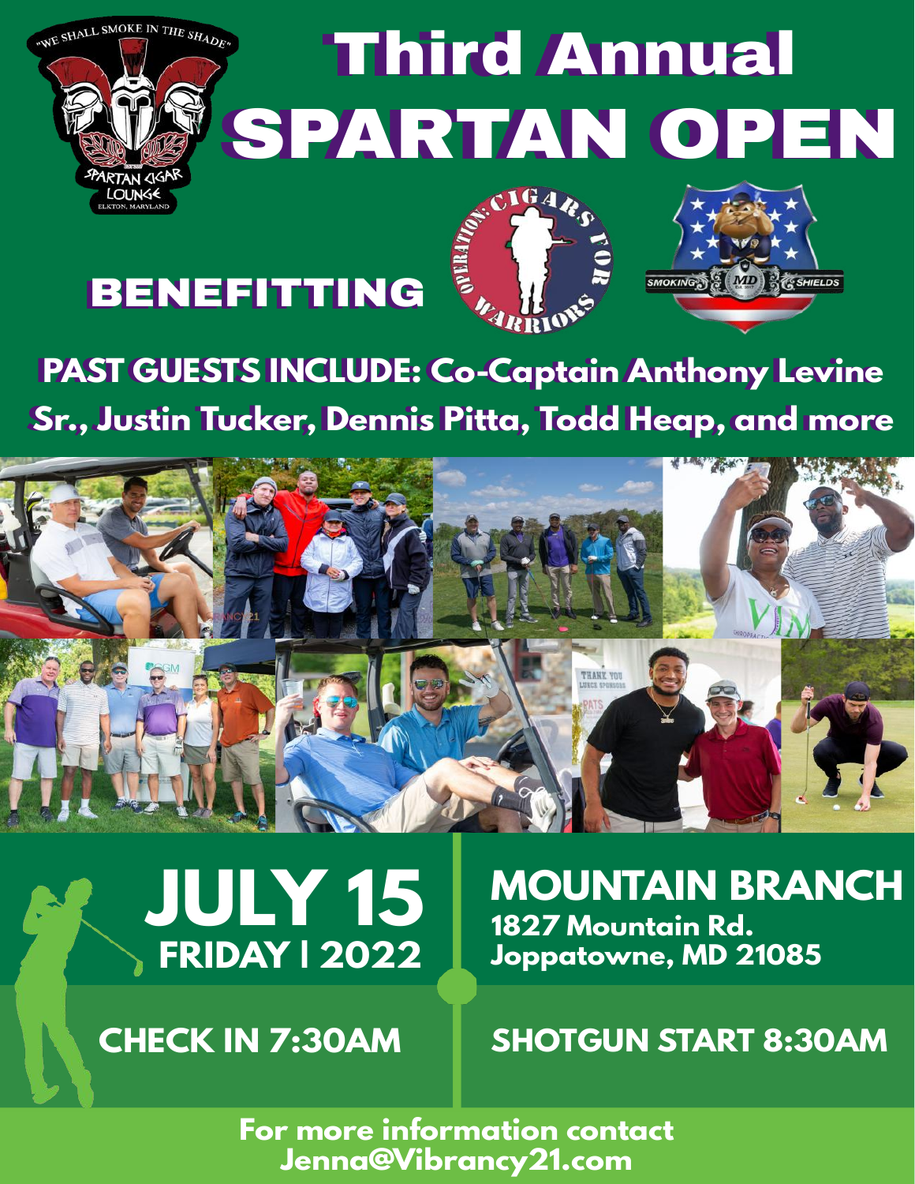"WE SHALL SMOKE IN THE SHADE"

SPARTAN CIGAR LOUNGE

ELKTON, MARYLAND

# Third Annual

# SPARTAN OPEN

## BENEFITTING

OPERATION: CIGARS FOR WARRIORS

SMOKING MD SHIELDS

**PAST GUESTS INCLUDE: Co-Captain Anthony Levine Sr., Justin Tucker, Dennis Pitta, Todd Heap, and more**

## JULY 15

**FRIDAY | 2022**

## MOUNTAIN BRANCH

**1827 Mountain Rd.**
**Joppatowne, MD 21085**

**CHECK IN 7:30AM**

**SHOTGUN START 8:30AM**

**For more information contact**
**Jenna@Vibrancy21.com**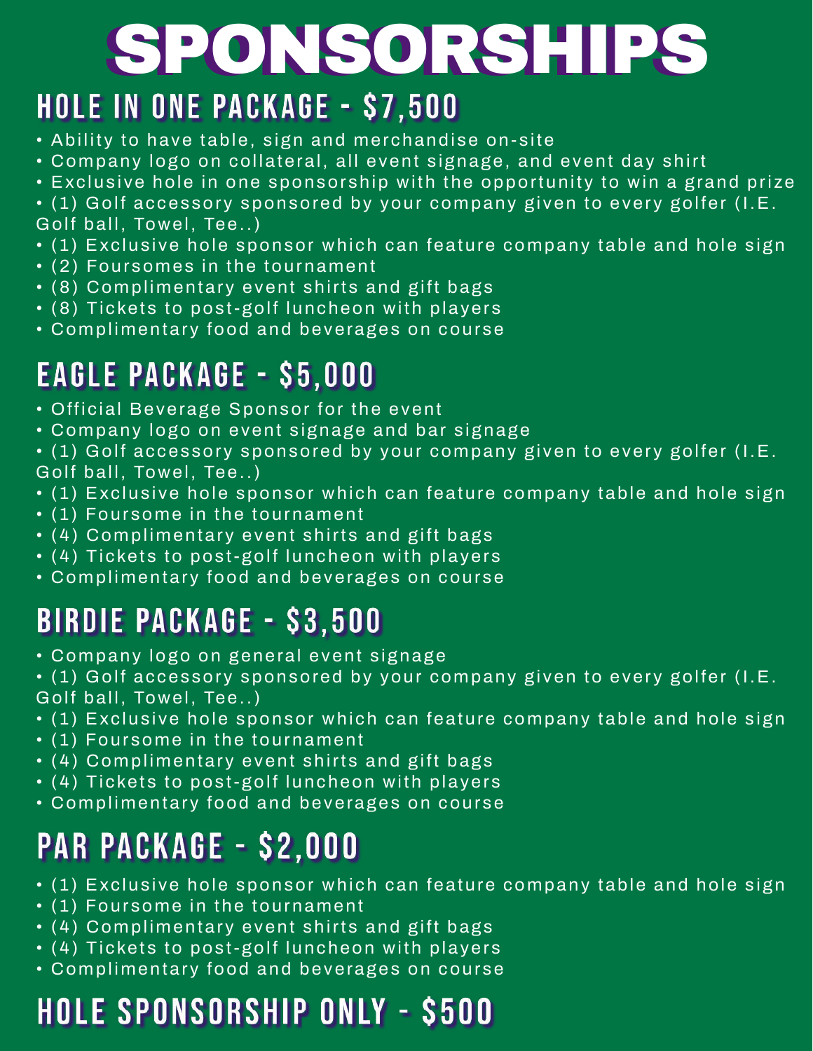# SPONSORSHIPS

## HOLE IN ONE PACKAGE - $7,500

- Ability to have table, sign and merchandise on-site
- Company logo on collateral, all event signage, and event day shirt
- Exclusive hole in one sponsorship with the opportunity to win a grand prize
- (1) Golf accessory sponsored by your company given to every golfer (I.E. Golf ball, Towel, Tee..)
- (1) Exclusive hole sponsor which can feature company table and hole sign
- (2) Foursomes in the tournament
- (8) Complimentary event shirts and gift bags
- (8) Tickets to post-golf luncheon with players
- Complimentary food and beverages on course

## EAGLE PACKAGE - $5,000

- Official Beverage Sponsor for the event
- Company logo on event signage and bar signage
- (1) Golf accessory sponsored by your company given to every golfer (I.E. Golf ball, Towel, Tee..)
- (1) Exclusive hole sponsor which can feature company table and hole sign
- (1) Foursome in the tournament
- (4) Complimentary event shirts and gift bags
- (4) Tickets to post-golf luncheon with players
- Complimentary food and beverages on course

## BIRDIE PACKAGE - $3,500

- Company logo on general event signage
- (1) Golf accessory sponsored by your company given to every golfer (I.E. Golf ball, Towel, Tee..)
- (1) Exclusive hole sponsor which can feature company table and hole sign
- (1) Foursome in the tournament
- (4) Complimentary event shirts and gift bags
- (4) Tickets to post-golf luncheon with players
- Complimentary food and beverages on course

## PAR PACKAGE - $2,000

- (1) Exclusive hole sponsor which can feature company table and hole sign
- (1) Foursome in the tournament
- (4) Complimentary event shirts and gift bags
- (4) Tickets to post-golf luncheon with players
- Complimentary food and beverages on course

## HOLE SPONSORSHIP ONLY - $500